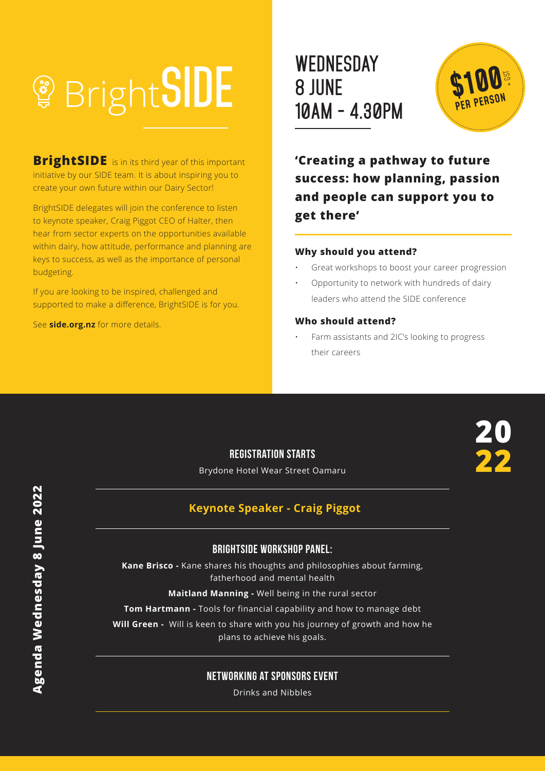# BrightSIDE

**BrightSIDE** is in its third year of this important initiative by our SIDE team. It is about inspiring you to create your own future within our Dairy Sector!

BrightSIDE delegates will join the conference to listen to keynote speaker, Craig Piggot CEO of Halter, then hear from sector experts on the opportunities available within dairy, how attitude, performance and planning are keys to success, as well as the importance of personal budgeting.

If you are looking to be inspired, challenged and supported to make a difference, BrightSIDE is for you.

See **side.org.nz** for more details.

## WEDNESDAY 8 JUNE 10AM - 4.30PM

**$100 + GST PER PERSON**

**'Creating a pathway to future success: how planning, passion and people can support you to get there'**

### Why should you attend?

- Great workshops to boost your career progression
- Opportunity to network with hundreds of dairy leaders who attend the SIDE conference

### Who should attend?

- Farm assistants and 2IC's looking to progress their careers

**2022**

**Agenda Wednesday 8 June 2022**

### REGISTRATION STARTS

Brydone Hotel Wear Street Oamaru

### Keynote Speaker - Craig Piggot

### BRIGHTSIDE WORKSHOP PANEL:

**Kane Brisco -** Kane shares his thoughts and philosophies about farming, fatherhood and mental health

**Maitland Manning -** Well being in the rural sector

**Tom Hartmann -** Tools for financial capability and how to manage debt

**Will Green -** Will is keen to share with you his journey of growth and how he plans to achieve his goals.

### NETWORKING AT SPONSORS EVENT

Drinks and Nibbles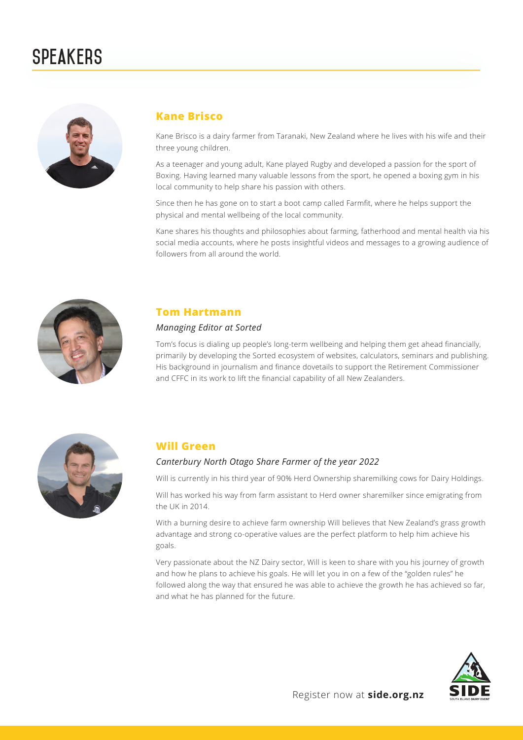# SPEAKERS

## Kane Brisco

Kane Brisco is a dairy farmer from Taranaki, New Zealand where he lives with his wife and their three young children.

As a teenager and young adult, Kane played Rugby and developed a passion for the sport of Boxing. Having learned many valuable lessons from the sport, he opened a boxing gym in his local community to help share his passion with others.

Since then he has gone on to start a boot camp called Farmfit, where he helps support the physical and mental wellbeing of the local community.

Kane shares his thoughts and philosophies about farming, fatherhood and mental health via his social media accounts, where he posts insightful videos and messages to a growing audience of followers from all around the world.

## Tom Hartmann

*Managing Editor at Sorted*

Tom's focus is dialing up people's long-term wellbeing and helping them get ahead financially, primarily by developing the Sorted ecosystem of websites, calculators, seminars and publishing. His background in journalism and finance dovetails to support the Retirement Commissioner and CFFC in its work to lift the financial capability of all New Zealanders.

## Will Green

*Canterbury North Otago Share Farmer of the year 2022*

Will is currently in his third year of 90% Herd Ownership sharemilking cows for Dairy Holdings.

Will has worked his way from farm assistant to Herd owner sharemilker since emigrating from the UK in 2014.

With a burning desire to achieve farm ownership Will believes that New Zealand's grass growth advantage and strong co-operative values are the perfect platform to help him achieve his goals.

Very passionate about the NZ Dairy sector, Will is keen to share with you his journey of growth and how he plans to achieve his goals. He will let you in on a few of the "golden rules" he followed along the way that ensured he was able to achieve the growth he has achieved so far, and what he has planned for the future.

Register now at **side.org.nz**